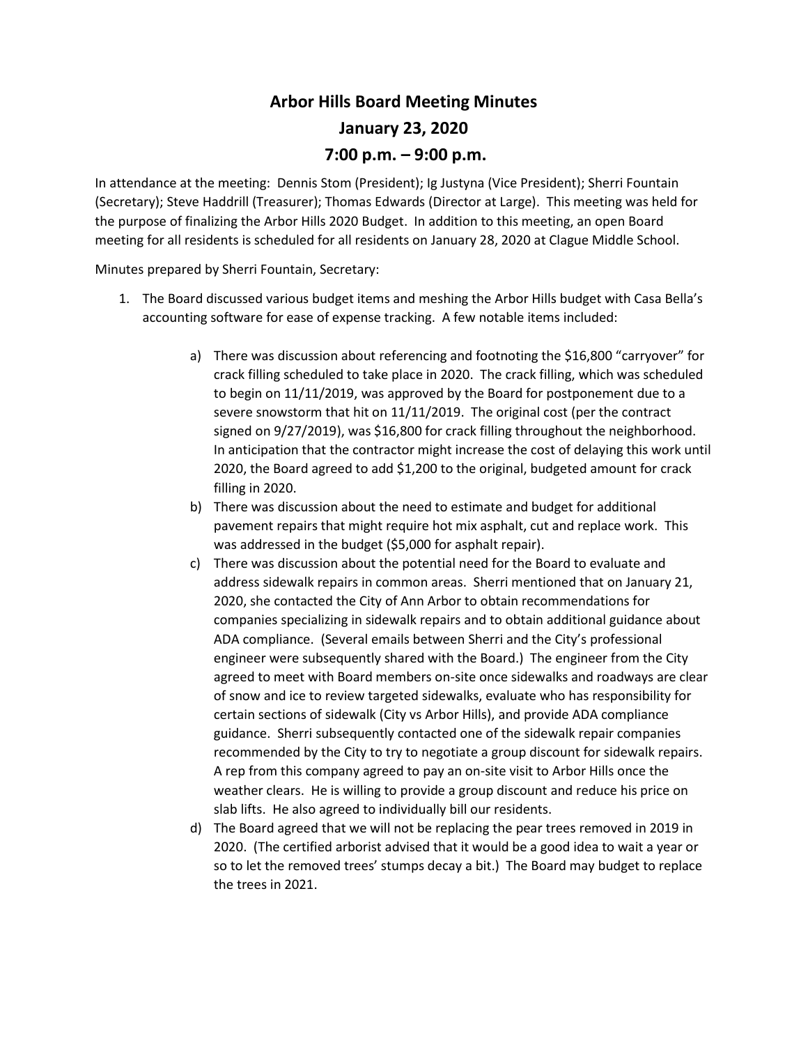# Arbor Hills Board Meeting Minutes

## January 23, 2020

## 7:00 p.m. – 9:00 p.m.

In attendance at the meeting: Dennis Stom (President); Ig Justyna (Vice President); Sherri Fountain (Secretary); Steve Haddrill (Treasurer); Thomas Edwards (Director at Large). This meeting was held for the purpose of finalizing the Arbor Hills 2020 Budget. In addition to this meeting, an open Board meeting for all residents is scheduled for all residents on January 28, 2020 at Clague Middle School.

Minutes prepared by Sherri Fountain, Secretary:

1. The Board discussed various budget items and meshing the Arbor Hills budget with Casa Bella's accounting software for ease of expense tracking. A few notable items included:

   a) There was discussion about referencing and footnoting the $16,800 "carryover" for crack filling scheduled to take place in 2020. The crack filling, which was scheduled to begin on 11/11/2019, was approved by the Board for postponement due to a severe snowstorm that hit on 11/11/2019. The original cost (per the contract signed on 9/27/2019), was $16,800 for crack filling throughout the neighborhood. In anticipation that the contractor might increase the cost of delaying this work until 2020, the Board agreed to add $1,200 to the original, budgeted amount for crack filling in 2020.

   b) There was discussion about the need to estimate and budget for additional pavement repairs that might require hot mix asphalt, cut and replace work. This was addressed in the budget ($5,000 for asphalt repair).

   c) There was discussion about the potential need for the Board to evaluate and address sidewalk repairs in common areas. Sherri mentioned that on January 21, 2020, she contacted the City of Ann Arbor to obtain recommendations for companies specializing in sidewalk repairs and to obtain additional guidance about ADA compliance. (Several emails between Sherri and the City's professional engineer were subsequently shared with the Board.) The engineer from the City agreed to meet with Board members on-site once sidewalks and roadways are clear of snow and ice to review targeted sidewalks, evaluate who has responsibility for certain sections of sidewalk (City vs Arbor Hills), and provide ADA compliance guidance. Sherri subsequently contacted one of the sidewalk repair companies recommended by the City to try to negotiate a group discount for sidewalk repairs. A rep from this company agreed to pay an on-site visit to Arbor Hills once the weather clears. He is willing to provide a group discount and reduce his price on slab lifts. He also agreed to individually bill our residents.

   d) The Board agreed that we will not be replacing the pear trees removed in 2019 in 2020. (The certified arborist advised that it would be a good idea to wait a year or so to let the removed trees' stumps decay a bit.) The Board may budget to replace the trees in 2021.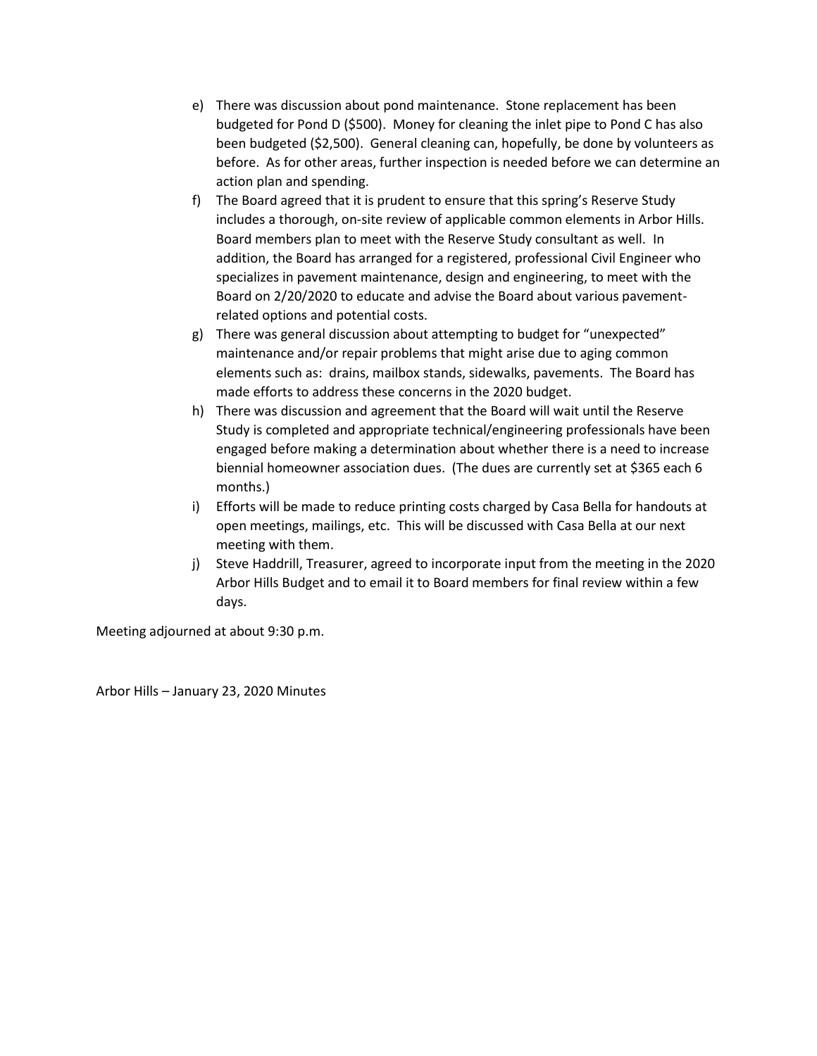e) There was discussion about pond maintenance. Stone replacement has been budgeted for Pond D ($500). Money for cleaning the inlet pipe to Pond C has also been budgeted ($2,500). General cleaning can, hopefully, be done by volunteers as before. As for other areas, further inspection is needed before we can determine an action plan and spending.

f) The Board agreed that it is prudent to ensure that this spring's Reserve Study includes a thorough, on-site review of applicable common elements in Arbor Hills. Board members plan to meet with the Reserve Study consultant as well. In addition, the Board has arranged for a registered, professional Civil Engineer who specializes in pavement maintenance, design and engineering, to meet with the Board on 2/20/2020 to educate and advise the Board about various pavement-related options and potential costs.

g) There was general discussion about attempting to budget for "unexpected" maintenance and/or repair problems that might arise due to aging common elements such as: drains, mailbox stands, sidewalks, pavements. The Board has made efforts to address these concerns in the 2020 budget.

h) There was discussion and agreement that the Board will wait until the Reserve Study is completed and appropriate technical/engineering professionals have been engaged before making a determination about whether there is a need to increase biennial homeowner association dues. (The dues are currently set at $365 each 6 months.)

i) Efforts will be made to reduce printing costs charged by Casa Bella for handouts at open meetings, mailings, etc. This will be discussed with Casa Bella at our next meeting with them.

j) Steve Haddrill, Treasurer, agreed to incorporate input from the meeting in the 2020 Arbor Hills Budget and to email it to Board members for final review within a few days.

Meeting adjourned at about 9:30 p.m.